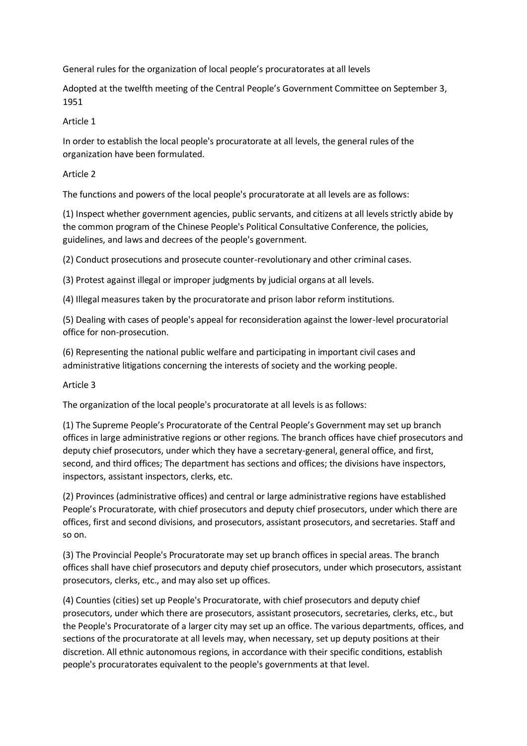# General rules for the organization of local people's procuratorates at all levels

Adopted at the twelfth meeting of the Central People's Government Committee on September 3, 1951

## Article 1

In order to establish the local people's procuratorate at all levels, the general rules of the organization have been formulated.

## Article 2

The functions and powers of the local people's procuratorate at all levels are as follows:

(1) Inspect whether government agencies, public servants, and citizens at all levels strictly abide by the common program of the Chinese People's Political Consultative Conference, the policies, guidelines, and laws and decrees of the people's government.

(2) Conduct prosecutions and prosecute counter-revolutionary and other criminal cases.

(3) Protest against illegal or improper judgments by judicial organs at all levels.

(4) Illegal measures taken by the procuratorate and prison labor reform institutions.

(5) Dealing with cases of people's appeal for reconsideration against the lower-level procuratorial office for non-prosecution.

(6) Representing the national public welfare and participating in important civil cases and administrative litigations concerning the interests of society and the working people.

## Article 3

The organization of the local people's procuratorate at all levels is as follows:

(1) The Supreme People's Procuratorate of the Central People's Government may set up branch offices in large administrative regions or other regions. The branch offices have chief prosecutors and deputy chief prosecutors, under which they have a secretary-general, general office, and first, second, and third offices; The department has sections and offices; the divisions have inspectors, inspectors, assistant inspectors, clerks, etc.

(2) Provinces (administrative offices) and central or large administrative regions have established People's Procuratorate, with chief prosecutors and deputy chief prosecutors, under which there are offices, first and second divisions, and prosecutors, assistant prosecutors, and secretaries. Staff and so on.

(3) The Provincial People's Procuratorate may set up branch offices in special areas. The branch offices shall have chief prosecutors and deputy chief prosecutors, under which prosecutors, assistant prosecutors, clerks, etc., and may also set up offices.

(4) Counties (cities) set up People's Procuratorate, with chief prosecutors and deputy chief prosecutors, under which there are prosecutors, assistant prosecutors, secretaries, clerks, etc., but the People's Procuratorate of a larger city may set up an office. The various departments, offices, and sections of the procuratorate at all levels may, when necessary, set up deputy positions at their discretion. All ethnic autonomous regions, in accordance with their specific conditions, establish people's procuratorates equivalent to the people's governments at that level.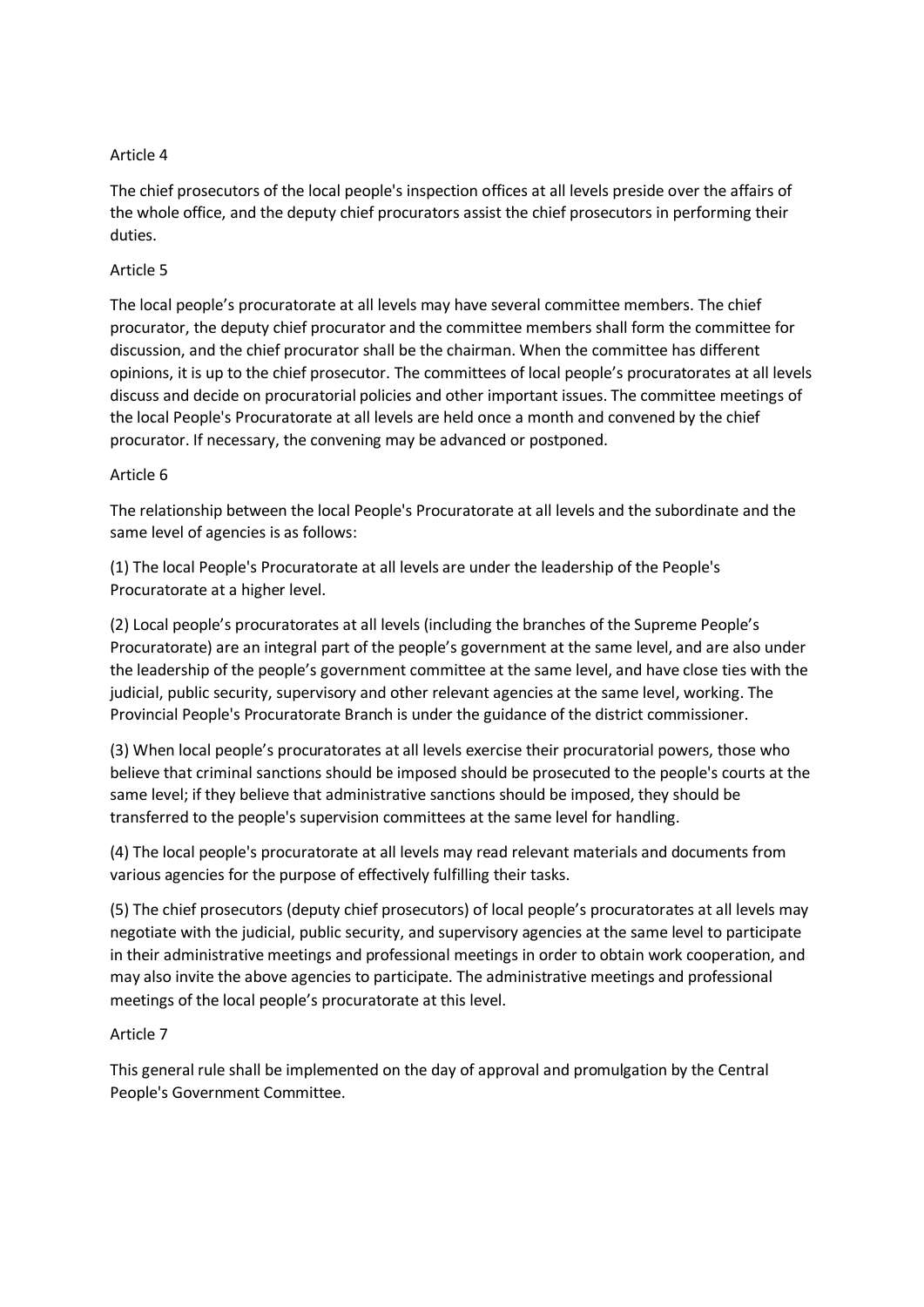Article 4

The chief prosecutors of the local people's inspection offices at all levels preside over the affairs of the whole office, and the deputy chief procurators assist the chief prosecutors in performing their duties.

Article 5

The local people's procuratorate at all levels may have several committee members. The chief procurator, the deputy chief procurator and the committee members shall form the committee for discussion, and the chief procurator shall be the chairman. When the committee has different opinions, it is up to the chief prosecutor. The committees of local people's procuratorates at all levels discuss and decide on procuratorial policies and other important issues. The committee meetings of the local People's Procuratorate at all levels are held once a month and convened by the chief procurator. If necessary, the convening may be advanced or postponed.

Article 6

The relationship between the local People's Procuratorate at all levels and the subordinate and the same level of agencies is as follows:

(1) The local People's Procuratorate at all levels are under the leadership of the People's Procuratorate at a higher level.

(2) Local people's procuratorates at all levels (including the branches of the Supreme People's Procuratorate) are an integral part of the people's government at the same level, and are also under the leadership of the people's government committee at the same level, and have close ties with the judicial, public security, supervisory and other relevant agencies at the same level, working. The Provincial People's Procuratorate Branch is under the guidance of the district commissioner.

(3) When local people's procuratorates at all levels exercise their procuratorial powers, those who believe that criminal sanctions should be imposed should be prosecuted to the people's courts at the same level; if they believe that administrative sanctions should be imposed, they should be transferred to the people's supervision committees at the same level for handling.

(4) The local people's procuratorate at all levels may read relevant materials and documents from various agencies for the purpose of effectively fulfilling their tasks.

(5) The chief prosecutors (deputy chief prosecutors) of local people's procuratorates at all levels may negotiate with the judicial, public security, and supervisory agencies at the same level to participate in their administrative meetings and professional meetings in order to obtain work cooperation, and may also invite the above agencies to participate. The administrative meetings and professional meetings of the local people's procuratorate at this level.

Article 7

This general rule shall be implemented on the day of approval and promulgation by the Central People's Government Committee.